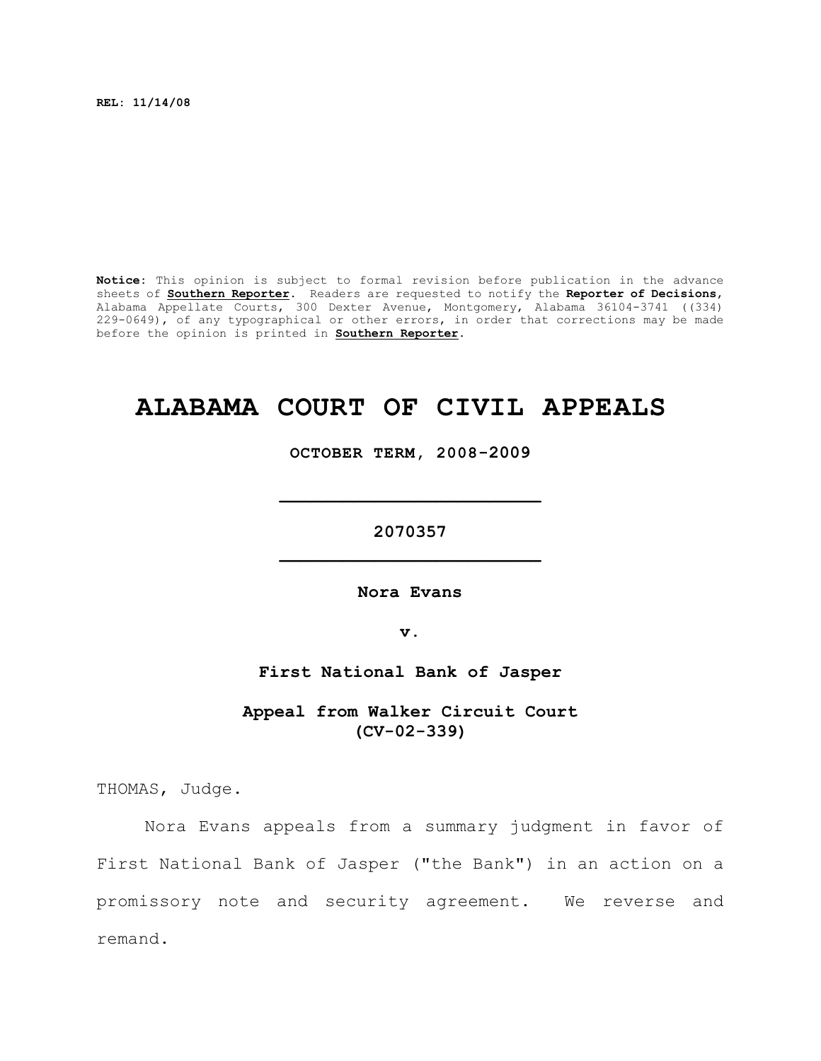**REL: 11/14/08**

**Notice:** This opinion is subject to formal revision before publication in the advance sheets of **Southern Reporter**. Readers are requested to notify the **Reporter of Decisions**, Alabama Appellate Courts, 300 Dexter Avenue, Montgomery, Alabama 36104-3741 ((334) 229-0649), of any typographical or other errors, in order that corrections may be made before the opinion is printed in **Southern Reporter**.

# ALABAMA COURT OF CIVIL APPEALS

**OCTOBER TERM, 2008-2009**

---

**2070357**

---

**Nora Evans**

**v.**

**First National Bank of Jasper**

**Appeal from Walker Circuit Court (CV-02-339)**

THOMAS, Judge.

Nora Evans appeals from a summary judgment in favor of First National Bank of Jasper ("the Bank") in an action on a promissory note and security agreement. We reverse and remand.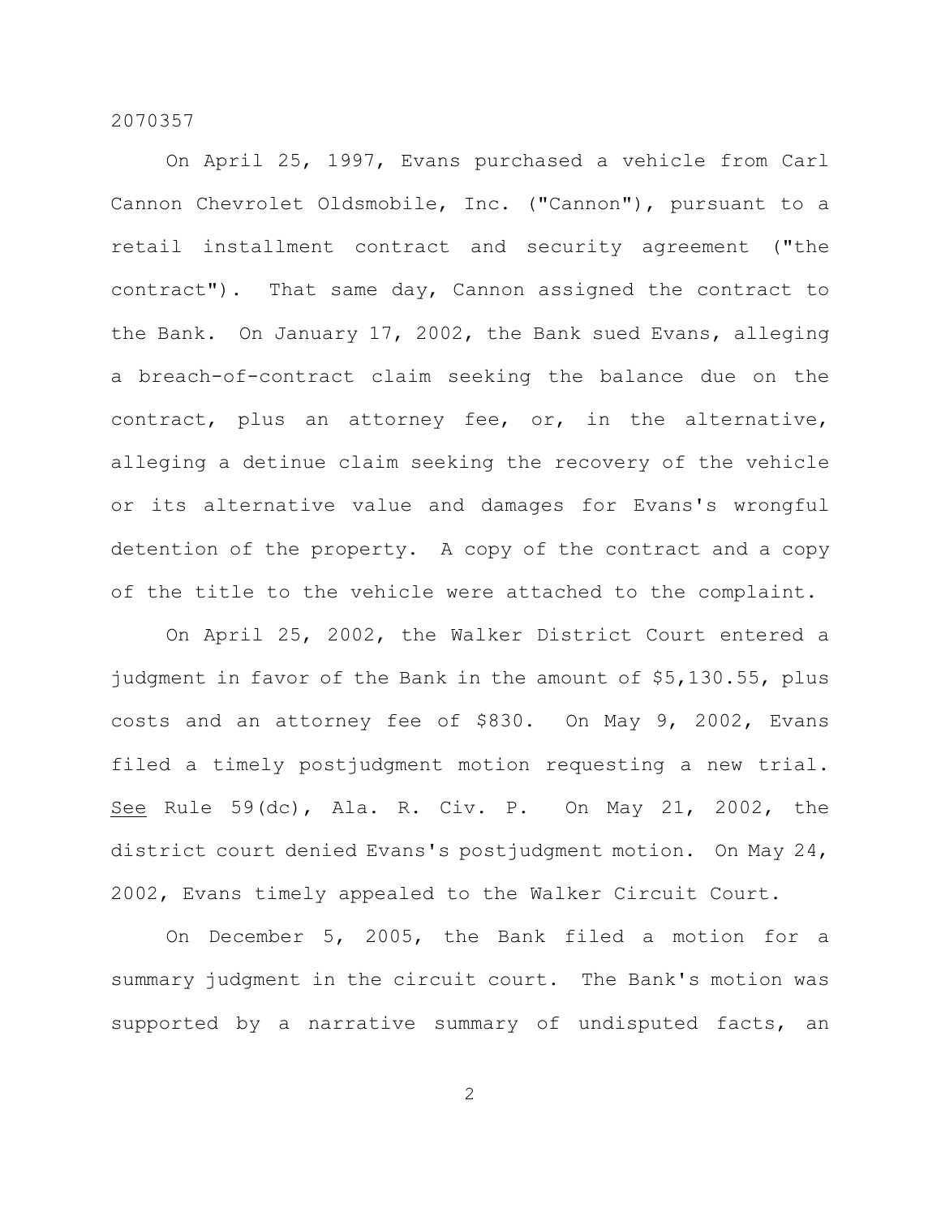On April 25, 1997, Evans purchased a vehicle from Carl Cannon Chevrolet Oldsmobile, Inc. ("Cannon"), pursuant to a retail installment contract and security agreement ("the contract"). That same day, Cannon assigned the contract to the Bank. On January 17, 2002, the Bank sued Evans, alleging a breach-of-contract claim seeking the balance due on the contract, plus an attorney fee, or, in the alternative, alleging a detinue claim seeking the recovery of the vehicle or its alternative value and damages for Evans's wrongful detention of the property. A copy of the contract and a copy of the title to the vehicle were attached to the complaint.

On April 25, 2002, the Walker District Court entered a judgment in favor of the Bank in the amount of $5,130.55, plus costs and an attorney fee of $830. On May 9, 2002, Evans filed a timely postjudgment motion requesting a new trial. See Rule 59(dc), Ala. R. Civ. P. On May 21, 2002, the district court denied Evans's postjudgment motion. On May 24, 2002, Evans timely appealed to the Walker Circuit Court.

On December 5, 2005, the Bank filed a motion for a summary judgment in the circuit court. The Bank's motion was supported by a narrative summary of undisputed facts, an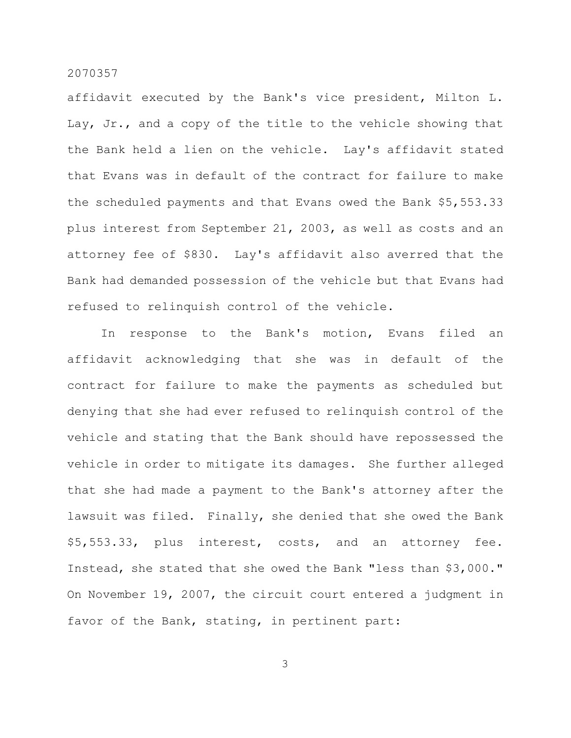affidavit executed by the Bank's vice president, Milton L. Lay, Jr., and a copy of the title to the vehicle showing that the Bank held a lien on the vehicle. Lay's affidavit stated that Evans was in default of the contract for failure to make the scheduled payments and that Evans owed the Bank $5,553.33 plus interest from September 21, 2003, as well as costs and an attorney fee of $830. Lay's affidavit also averred that the Bank had demanded possession of the vehicle but that Evans had refused to relinquish control of the vehicle.

In response to the Bank's motion, Evans filed an affidavit acknowledging that she was in default of the contract for failure to make the payments as scheduled but denying that she had ever refused to relinquish control of the vehicle and stating that the Bank should have repossessed the vehicle in order to mitigate its damages. She further alleged that she had made a payment to the Bank's attorney after the lawsuit was filed. Finally, she denied that she owed the Bank $5,553.33, plus interest, costs, and an attorney fee. Instead, she stated that she owed the Bank "less than $3,000." On November 19, 2007, the circuit court entered a judgment in favor of the Bank, stating, in pertinent part: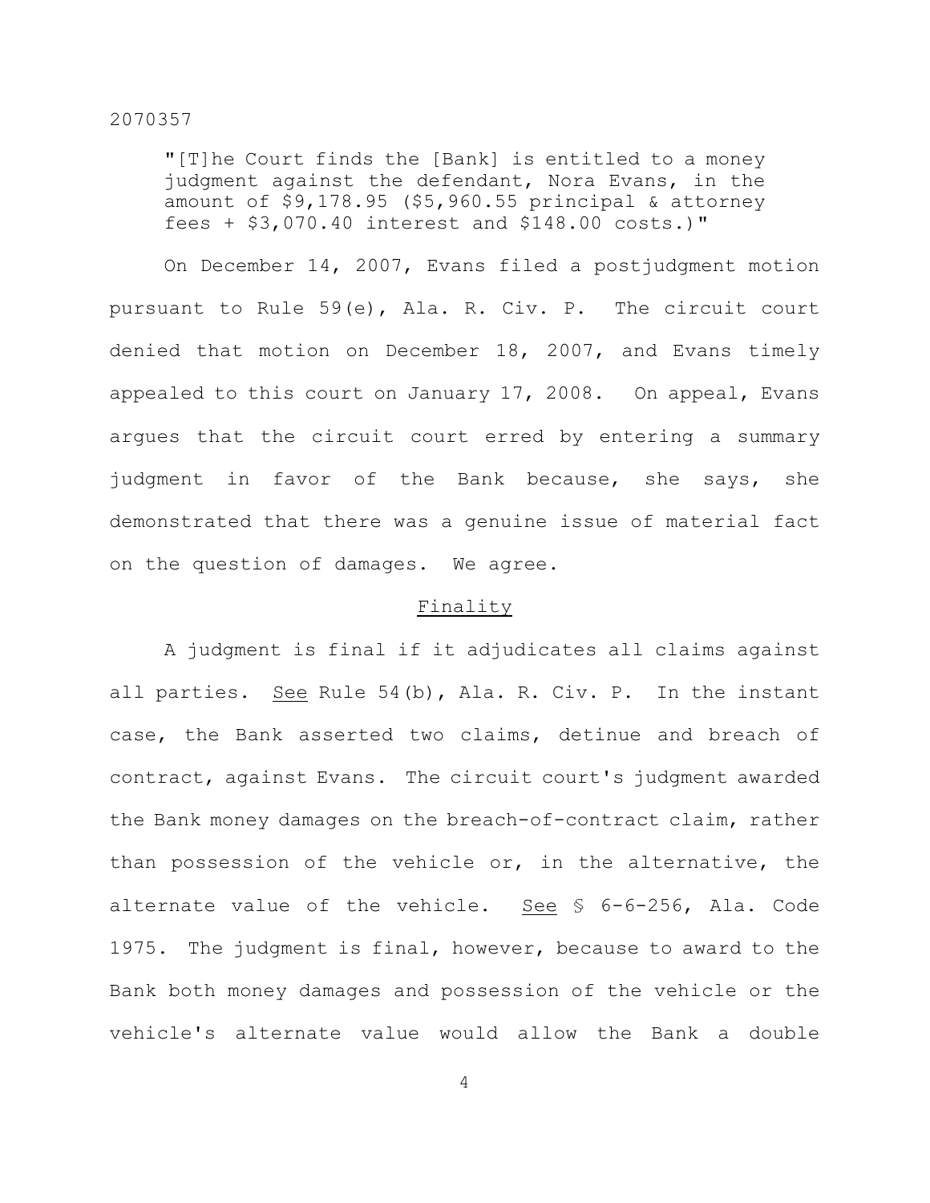> "[T]he Court finds the [Bank] is entitled to a money judgment against the defendant, Nora Evans, in the amount of $9,178.95 ($5,960.55 principal & attorney fees + $3,070.40 interest and $148.00 costs.)"

On December 14, 2007, Evans filed a postjudgment motion pursuant to Rule 59(e), Ala. R. Civ. P. The circuit court denied that motion on December 18, 2007, and Evans timely appealed to this court on January 17, 2008. On appeal, Evans argues that the circuit court erred by entering a summary judgment in favor of the Bank because, she says, she demonstrated that there was a genuine issue of material fact on the question of damages. We agree.

## Finality

A judgment is final if it adjudicates all claims against all parties. See Rule 54(b), Ala. R. Civ. P. In the instant case, the Bank asserted two claims, detinue and breach of contract, against Evans. The circuit court's judgment awarded the Bank money damages on the breach-of-contract claim, rather than possession of the vehicle or, in the alternative, the alternate value of the vehicle. See § 6-6-256, Ala. Code 1975. The judgment is final, however, because to award to the Bank both money damages and possession of the vehicle or the vehicle's alternate value would allow the Bank a double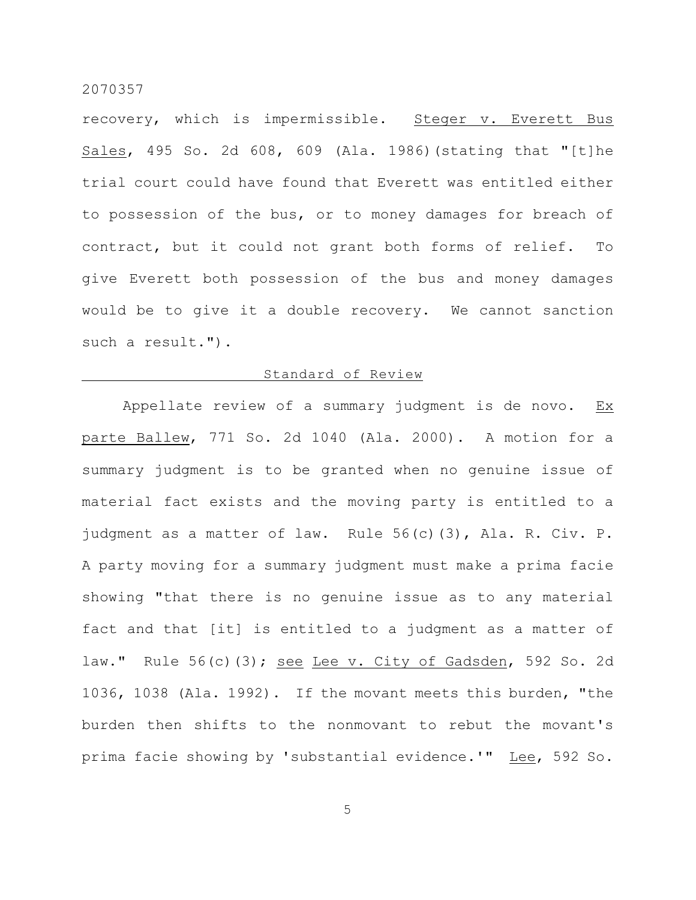recovery, which is impermissible. _Steger v. Everett Bus Sales_, 495 So. 2d 608, 609 (Ala. 1986)(stating that "[t]he trial court could have found that Everett was entitled either to possession of the bus, or to money damages for breach of contract, but it could not grant both forms of relief. To give Everett both possession of the bus and money damages would be to give it a double recovery. We cannot sanction such a result.").

## Standard of Review

Appellate review of a summary judgment is de novo. _Ex parte Ballew_, 771 So. 2d 1040 (Ala. 2000). A motion for a summary judgment is to be granted when no genuine issue of material fact exists and the moving party is entitled to a judgment as a matter of law. Rule 56(c)(3), Ala. R. Civ. P. A party moving for a summary judgment must make a prima facie showing "that there is no genuine issue as to any material fact and that [it] is entitled to a judgment as a matter of law." Rule 56(c)(3); _see_ _Lee v. City of Gadsden_, 592 So. 2d 1036, 1038 (Ala. 1992). If the movant meets this burden, "the burden then shifts to the nonmovant to rebut the movant's prima facie showing by 'substantial evidence.'" _Lee_, 592 So.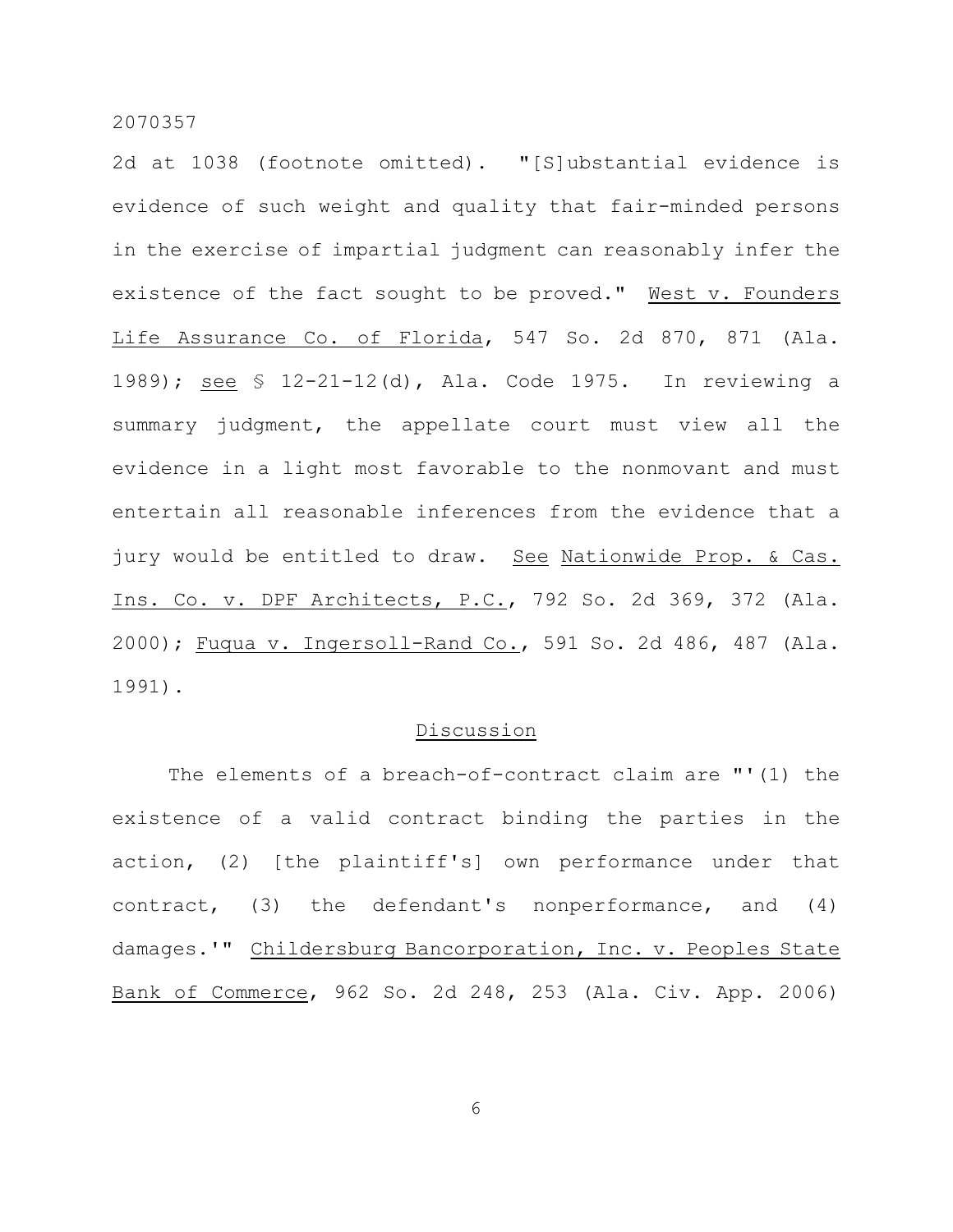2d at 1038 (footnote omitted). "[S]ubstantial evidence is evidence of such weight and quality that fair-minded persons in the exercise of impartial judgment can reasonably infer the existence of the fact sought to be proved." West v. Founders Life Assurance Co. of Florida, 547 So. 2d 870, 871 (Ala. 1989); see § 12-21-12(d), Ala. Code 1975. In reviewing a summary judgment, the appellate court must view all the evidence in a light most favorable to the nonmovant and must entertain all reasonable inferences from the evidence that a jury would be entitled to draw. See Nationwide Prop. & Cas. Ins. Co. v. DPF Architects, P.C., 792 So. 2d 369, 372 (Ala. 2000); Fuqua v. Ingersoll-Rand Co., 591 So. 2d 486, 487 (Ala. 1991).

## Discussion

The elements of a breach-of-contract claim are "'(1) the existence of a valid contract binding the parties in the action, (2) [the plaintiff's] own performance under that contract, (3) the defendant's nonperformance, and (4) damages.'" Childersburg Bancorporation, Inc. v. Peoples State Bank of Commerce, 962 So. 2d 248, 253 (Ala. Civ. App. 2006)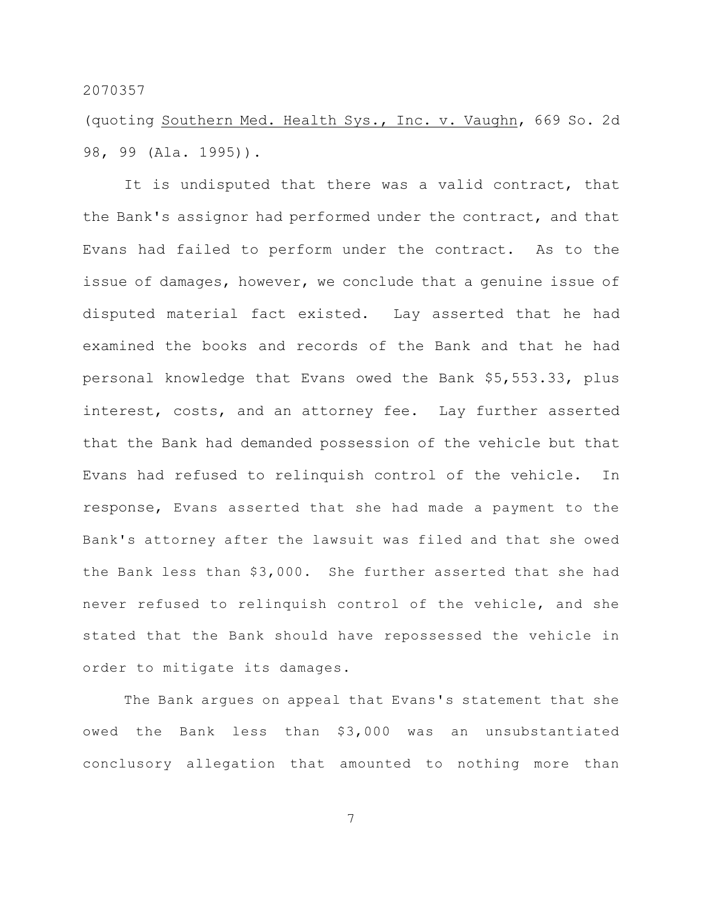(quoting Southern Med. Health Sys., Inc. v. Vaughn, 669 So. 2d 98, 99 (Ala. 1995)).

It is undisputed that there was a valid contract, that the Bank's assignor had performed under the contract, and that Evans had failed to perform under the contract. As to the issue of damages, however, we conclude that a genuine issue of disputed material fact existed. Lay asserted that he had examined the books and records of the Bank and that he had personal knowledge that Evans owed the Bank $5,553.33, plus interest, costs, and an attorney fee. Lay further asserted that the Bank had demanded possession of the vehicle but that Evans had refused to relinquish control of the vehicle. In response, Evans asserted that she had made a payment to the Bank's attorney after the lawsuit was filed and that she owed the Bank less than $3,000. She further asserted that she had never refused to relinquish control of the vehicle, and she stated that the Bank should have repossessed the vehicle in order to mitigate its damages.

The Bank argues on appeal that Evans's statement that she owed the Bank less than $3,000 was an unsubstantiated conclusory allegation that amounted to nothing more than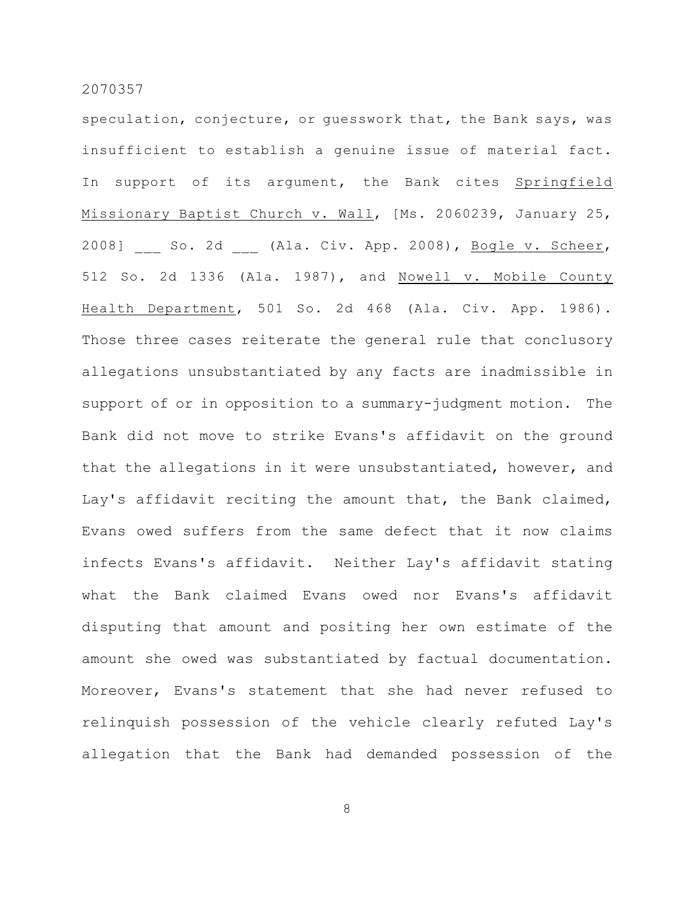speculation, conjecture, or guesswork that, the Bank says, was insufficient to establish a genuine issue of material fact. In support of its argument, the Bank cites Springfield Missionary Baptist Church v. Wall, [Ms. 2060239, January 25, 2008] ___ So. 2d ___ (Ala. Civ. App. 2008), Bogle v. Scheer, 512 So. 2d 1336 (Ala. 1987), and Nowell v. Mobile County Health Department, 501 So. 2d 468 (Ala. Civ. App. 1986). Those three cases reiterate the general rule that conclusory allegations unsubstantiated by any facts are inadmissible in support of or in opposition to a summary-judgment motion. The Bank did not move to strike Evans's affidavit on the ground that the allegations in it were unsubstantiated, however, and Lay's affidavit reciting the amount that, the Bank claimed, Evans owed suffers from the same defect that it now claims infects Evans's affidavit. Neither Lay's affidavit stating what the Bank claimed Evans owed nor Evans's affidavit disputing that amount and positing her own estimate of the amount she owed was substantiated by factual documentation. Moreover, Evans's statement that she had never refused to relinquish possession of the vehicle clearly refuted Lay's allegation that the Bank had demanded possession of the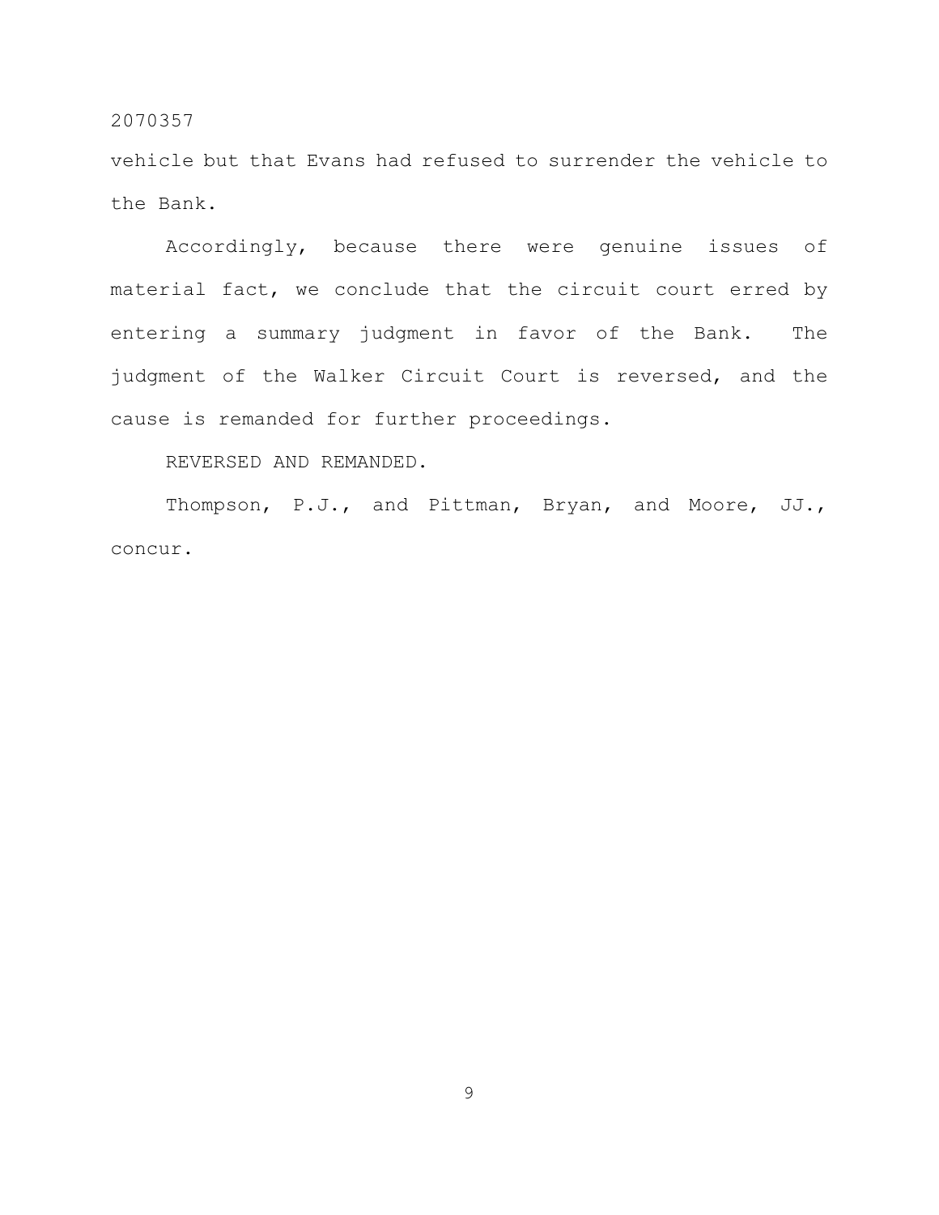vehicle but that Evans had refused to surrender the vehicle to the Bank.

Accordingly, because there were genuine issues of material fact, we conclude that the circuit court erred by entering a summary judgment in favor of the Bank. The judgment of the Walker Circuit Court is reversed, and the cause is remanded for further proceedings.

REVERSED AND REMANDED.

Thompson, P.J., and Pittman, Bryan, and Moore, JJ., concur.